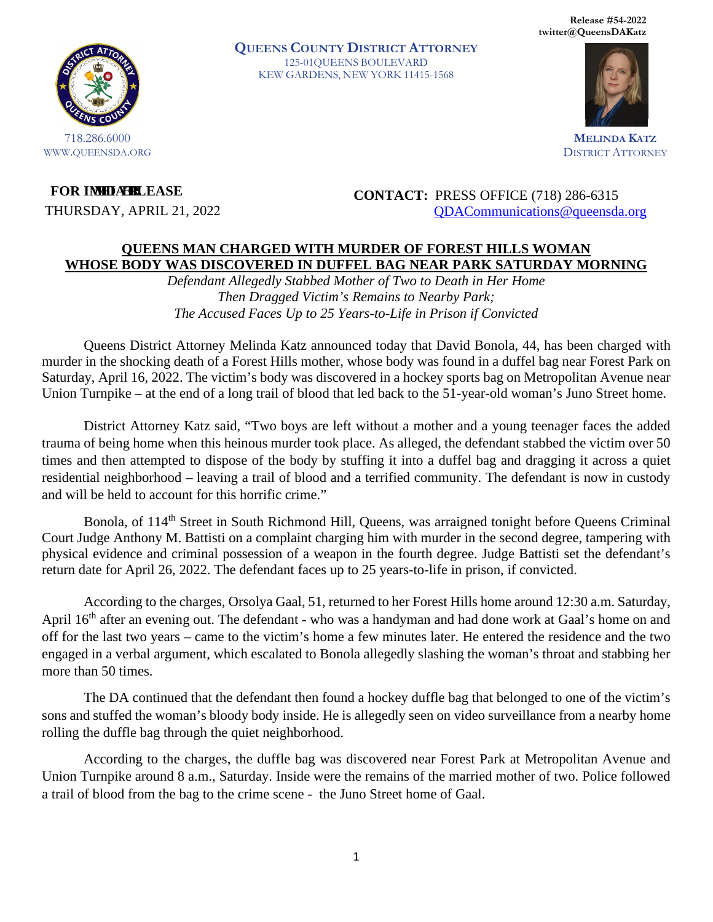Release #54-2022
twitter@QueensDAKatz

**QUEENS COUNTY DISTRICT ATTORNEY**
125-01 QUEENS BOULEVARD
KEW GARDENS, NEW YORK 11415-1568

718.286.6000
WWW.QUEENSDA.ORG

**MELINDA KATZ**
DISTRICT ATTORNEY

**FOR IMMEDIATE RELEASE**
THURSDAY, APRIL 21, 2022

**CONTACT:** PRESS OFFICE (718) 286-6315
QDACommunications@queensda.org

## QUEENS MAN CHARGED WITH MURDER OF FOREST HILLS WOMAN WHOSE BODY WAS DISCOVERED IN DUFFEL BAG NEAR PARK SATURDAY MORNING

*Defendant Allegedly Stabbed Mother of Two to Death in Her Home*
*Then Dragged Victim's Remains to Nearby Park;*
*The Accused Faces Up to 25 Years-to-Life in Prison if Convicted*

Queens District Attorney Melinda Katz announced today that David Bonola, 44, has been charged with murder in the shocking death of a Forest Hills mother, whose body was found in a duffel bag near Forest Park on Saturday, April 16, 2022. The victim's body was discovered in a hockey sports bag on Metropolitan Avenue near Union Turnpike – at the end of a long trail of blood that led back to the 51-year-old woman's Juno Street home.

District Attorney Katz said, "Two boys are left without a mother and a young teenager faces the added trauma of being home when this heinous murder took place. As alleged, the defendant stabbed the victim over 50 times and then attempted to dispose of the body by stuffing it into a duffel bag and dragging it across a quiet residential neighborhood – leaving a trail of blood and a terrified community. The defendant is now in custody and will be held to account for this horrific crime."

Bonola, of 114th Street in South Richmond Hill, Queens, was arraigned tonight before Queens Criminal Court Judge Anthony M. Battisti on a complaint charging him with murder in the second degree, tampering with physical evidence and criminal possession of a weapon in the fourth degree. Judge Battisti set the defendant's return date for April 26, 2022. The defendant faces up to 25 years-to-life in prison, if convicted.

According to the charges, Orsolya Gaal, 51, returned to her Forest Hills home around 12:30 a.m. Saturday, April 16th after an evening out. The defendant - who was a handyman and had done work at Gaal's home on and off for the last two years – came to the victim's home a few minutes later. He entered the residence and the two engaged in a verbal argument, which escalated to Bonola allegedly slashing the woman's throat and stabbing her more than 50 times.

The DA continued that the defendant then found a hockey duffle bag that belonged to one of the victim's sons and stuffed the woman's bloody body inside. He is allegedly seen on video surveillance from a nearby home rolling the duffle bag through the quiet neighborhood.

According to the charges, the duffle bag was discovered near Forest Park at Metropolitan Avenue and Union Turnpike around 8 a.m., Saturday. Inside were the remains of the married mother of two. Police followed a trail of blood from the bag to the crime scene - the Juno Street home of Gaal.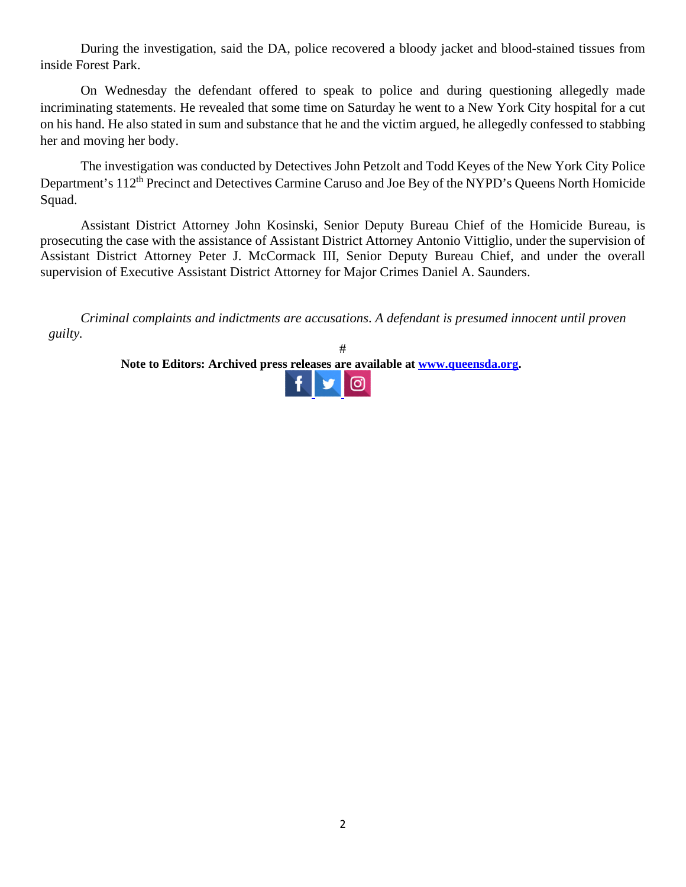During the investigation, said the DA, police recovered a bloody jacket and blood-stained tissues from inside Forest Park.

On Wednesday the defendant offered to speak to police and during questioning allegedly made incriminating statements. He revealed that some time on Saturday he went to a New York City hospital for a cut on his hand. He also stated in sum and substance that he and the victim argued, he allegedly confessed to stabbing her and moving her body.

The investigation was conducted by Detectives John Petzolt and Todd Keyes of the New York City Police Department's 112$^{th}$ Precinct and Detectives Carmine Caruso and Joe Bey of the NYPD's Queens North Homicide Squad.

Assistant District Attorney John Kosinski, Senior Deputy Bureau Chief of the Homicide Bureau, is prosecuting the case with the assistance of Assistant District Attorney Antonio Vittiglio, under the supervision of Assistant District Attorney Peter J. McCormack III, Senior Deputy Bureau Chief, and under the overall supervision of Executive Assistant District Attorney for Major Crimes Daniel A. Saunders.

*Criminal complaints and indictments are accusations. A defendant is presumed innocent until proven guilty.*

#

**Note to Editors: Archived press releases are available at [www.queensda.org](http://www.queensda.org).**